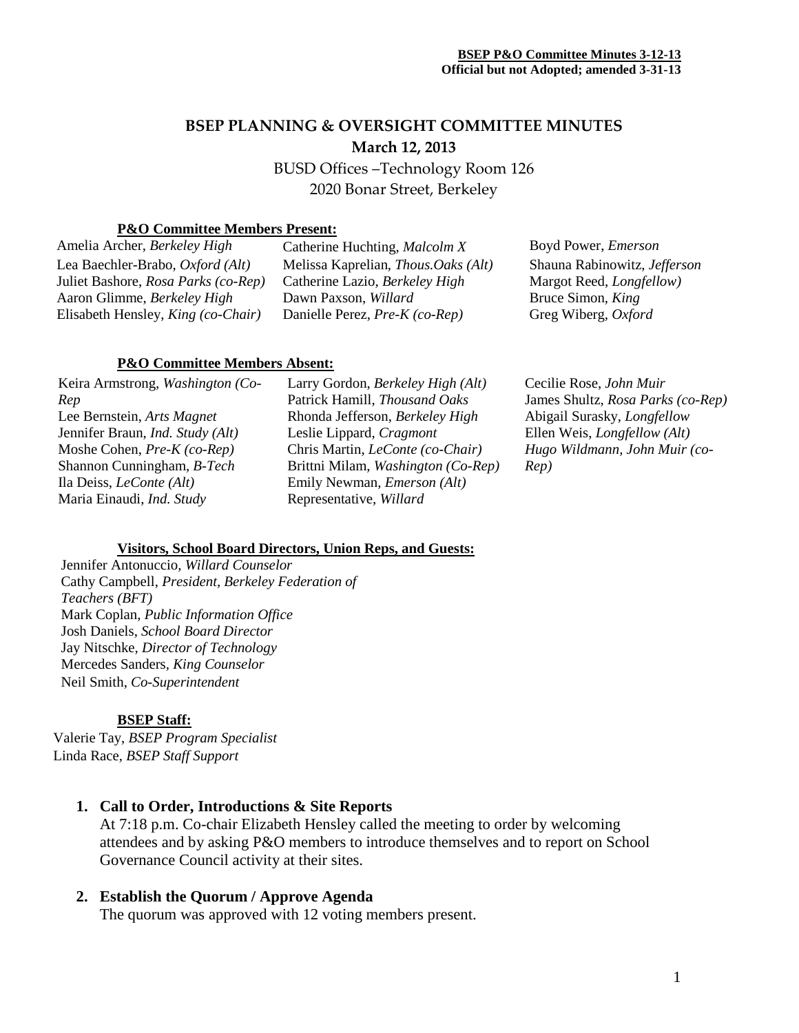**BSEP P&O Committee Minutes 3-12-13**
**Official but not Adopted; amended 3-31-13**

# BSEP PLANNING & OVERSIGHT COMMITTEE MINUTES

**March 12, 2013**

BUSD Offices –Technology Room 126
2020 Bonar Street, Berkeley

### P&O Committee Members Present:

Amelia Archer, *Berkeley High*
Lea Baechler-Brabo, *Oxford (Alt)*
Juliet Bashore, *Rosa Parks (co-Rep)*
Aaron Glimme, *Berkeley High*
Elisabeth Hensley, *King (co-Chair)*
Catherine Huchting, *Malcolm X*
Melissa Kaprelian, *Thous.Oaks (Alt)*
Catherine Lazio, *Berkeley High*
Dawn Paxson, *Willard*
Danielle Perez, *Pre-K (co-Rep)*
Boyd Power, *Emerson*
Shauna Rabinowitz, *Jefferson*
Margot Reed, *Longfellow)*
Bruce Simon, *King*
Greg Wiberg, *Oxford*

### P&O Committee Members Absent:

Keira Armstrong, *Washington (Co-Rep*
Lee Bernstein, *Arts Magnet*
Jennifer Braun, *Ind. Study (Alt)*
Moshe Cohen, *Pre-K (co-Rep)*
Shannon Cunningham, *B-Tech*
Ila Deiss, *LeConte (Alt)*
Maria Einaudi, *Ind. Study*
Larry Gordon, *Berkeley High (Alt)*
Patrick Hamill, *Thousand Oaks*
Rhonda Jefferson, *Berkeley High*
Leslie Lippard, *Cragmont*
Chris Martin, *LeConte (co-Chair)*
Brittni Milam, *Washington (Co-Rep)*
Emily Newman, *Emerson (Alt)*
Representative, *Willard*
Cecilie Rose, *John Muir*
James Shultz, *Rosa Parks (co-Rep)*
Abigail Surasky, *Longfellow*
Ellen Weis, *Longfellow (Alt)*
*Hugo Wildmann, John Muir (co-Rep)*

### Visitors, School Board Directors, Union Reps, and Guests:

Jennifer Antonuccio, *Willard Counselor*
Cathy Campbell, *President, Berkeley Federation of Teachers (BFT)*
Mark Coplan, *Public Information Office*
Josh Daniels, *School Board Director*
Jay Nitschke, *Director of Technology*
Mercedes Sanders, *King Counselor*
Neil Smith, *Co-Superintendent*

### BSEP Staff:

Valerie Tay, *BSEP Program Specialist*
Linda Race, *BSEP Staff Support*

1. **Call to Order, Introductions & Site Reports**
   At 7:18 p.m. Co-chair Elizabeth Hensley called the meeting to order by welcoming attendees and by asking P&O members to introduce themselves and to report on School Governance Council activity at their sites.

2. **Establish the Quorum / Approve Agenda**
   The quorum was approved with 12 voting members present.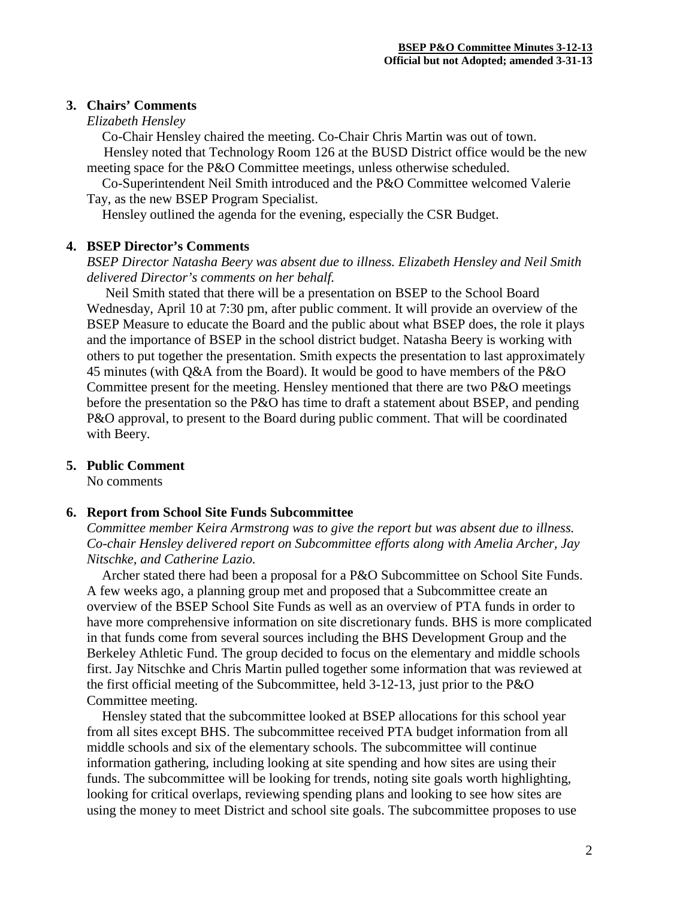### 3. Chairs' Comments

*Elizabeth Hensley*

Co-Chair Hensley chaired the meeting. Co-Chair Chris Martin was out of town.

Hensley noted that Technology Room 126 at the BUSD District office would be the new meeting space for the P&O Committee meetings, unless otherwise scheduled.

Co-Superintendent Neil Smith introduced and the P&O Committee welcomed Valerie Tay, as the new BSEP Program Specialist.

Hensley outlined the agenda for the evening, especially the CSR Budget.

### 4. BSEP Director's Comments

*BSEP Director Natasha Beery was absent due to illness. Elizabeth Hensley and Neil Smith delivered Director's comments on her behalf.*

Neil Smith stated that there will be a presentation on BSEP to the School Board Wednesday, April 10 at 7:30 pm, after public comment. It will provide an overview of the BSEP Measure to educate the Board and the public about what BSEP does, the role it plays and the importance of BSEP in the school district budget. Natasha Beery is working with others to put together the presentation. Smith expects the presentation to last approximately 45 minutes (with Q&A from the Board). It would be good to have members of the P&O Committee present for the meeting. Hensley mentioned that there are two P&O meetings before the presentation so the P&O has time to draft a statement about BSEP, and pending P&O approval, to present to the Board during public comment. That will be coordinated with Beery.

### 5. Public Comment

No comments

### 6. Report from School Site Funds Subcommittee

*Committee member Keira Armstrong was to give the report but was absent due to illness. Co-chair Hensley delivered report on Subcommittee efforts along with Amelia Archer, Jay Nitschke, and Catherine Lazio.*

Archer stated there had been a proposal for a P&O Subcommittee on School Site Funds. A few weeks ago, a planning group met and proposed that a Subcommittee create an overview of the BSEP School Site Funds as well as an overview of PTA funds in order to have more comprehensive information on site discretionary funds. BHS is more complicated in that funds come from several sources including the BHS Development Group and the Berkeley Athletic Fund. The group decided to focus on the elementary and middle schools first. Jay Nitschke and Chris Martin pulled together some information that was reviewed at the first official meeting of the Subcommittee, held 3-12-13, just prior to the P&O Committee meeting.

Hensley stated that the subcommittee looked at BSEP allocations for this school year from all sites except BHS. The subcommittee received PTA budget information from all middle schools and six of the elementary schools. The subcommittee will continue information gathering, including looking at site spending and how sites are using their funds. The subcommittee will be looking for trends, noting site goals worth highlighting, looking for critical overlaps, reviewing spending plans and looking to see how sites are using the money to meet District and school site goals. The subcommittee proposes to use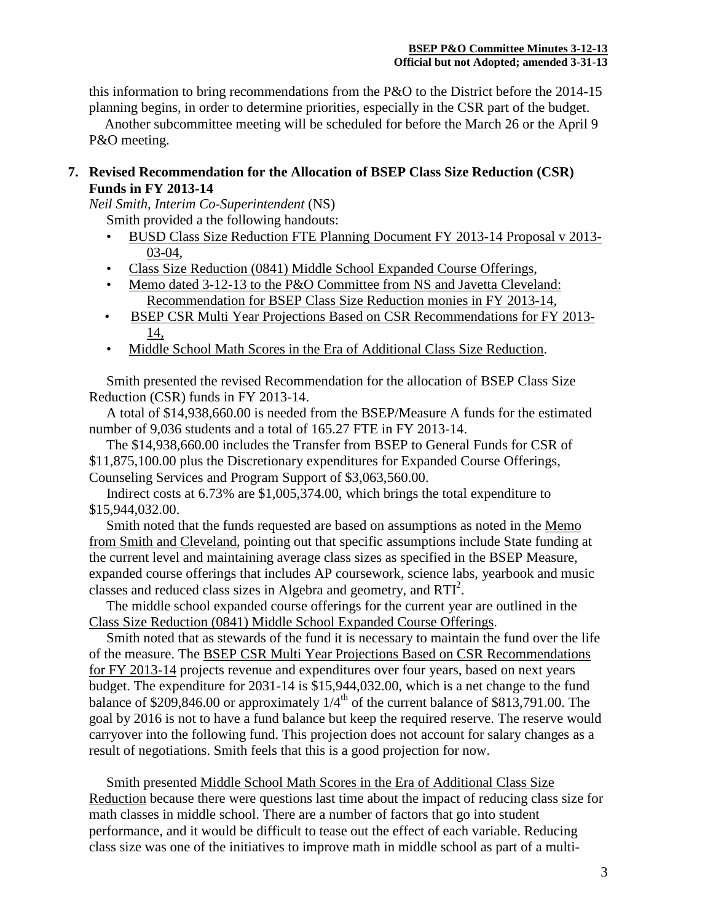this information to bring recommendations from the P&O to the District before the 2014-15 planning begins, in order to determine priorities, especially in the CSR part of the budget.

Another subcommittee meeting will be scheduled for before the March 26 or the April 9 P&O meeting.

**7. Revised Recommendation for the Allocation of BSEP Class Size Reduction (CSR) Funds in FY 2013-14**

*Neil Smith, Interim Co-Superintendent* (NS)

Smith provided a the following handouts:

- BUSD Class Size Reduction FTE Planning Document FY 2013-14 Proposal v 2013-03-04,
- Class Size Reduction (0841) Middle School Expanded Course Offerings,
- Memo dated 3-12-13 to the P&O Committee from NS and Javetta Cleveland: Recommendation for BSEP Class Size Reduction monies in FY 2013-14,
- BSEP CSR Multi Year Projections Based on CSR Recommendations for FY 2013-14,
- Middle School Math Scores in the Era of Additional Class Size Reduction.

Smith presented the revised Recommendation for the allocation of BSEP Class Size Reduction (CSR) funds in FY 2013-14.

A total of $14,938,660.00 is needed from the BSEP/Measure A funds for the estimated number of 9,036 students and a total of 165.27 FTE in FY 2013-14.

The $14,938,660.00 includes the Transfer from BSEP to General Funds for CSR of $11,875,100.00 plus the Discretionary expenditures for Expanded Course Offerings, Counseling Services and Program Support of $3,063,560.00.

Indirect costs at 6.73% are $1,005,374.00, which brings the total expenditure to $15,944,032.00.

Smith noted that the funds requested are based on assumptions as noted in the Memo from Smith and Cleveland, pointing out that specific assumptions include State funding at the current level and maintaining average class sizes as specified in the BSEP Measure, expanded course offerings that includes AP coursework, science labs, yearbook and music classes and reduced class sizes in Algebra and geometry, and $RTI^2$.

The middle school expanded course offerings for the current year are outlined in the Class Size Reduction (0841) Middle School Expanded Course Offerings.

Smith noted that as stewards of the fund it is necessary to maintain the fund over the life of the measure. The BSEP CSR Multi Year Projections Based on CSR Recommendations for FY 2013-14 projects revenue and expenditures over four years, based on next years budget. The expenditure for 2031-14 is $15,944,032.00, which is a net change to the fund balance of $209,846.00 or approximately $1/4^{th}$ of the current balance of $813,791.00. The goal by 2016 is not to have a fund balance but keep the required reserve. The reserve would carryover into the following fund. This projection does not account for salary changes as a result of negotiations. Smith feels that this is a good projection for now.

Smith presented Middle School Math Scores in the Era of Additional Class Size Reduction because there were questions last time about the impact of reducing class size for math classes in middle school. There are a number of factors that go into student performance, and it would be difficult to tease out the effect of each variable. Reducing class size was one of the initiatives to improve math in middle school as part of a multi-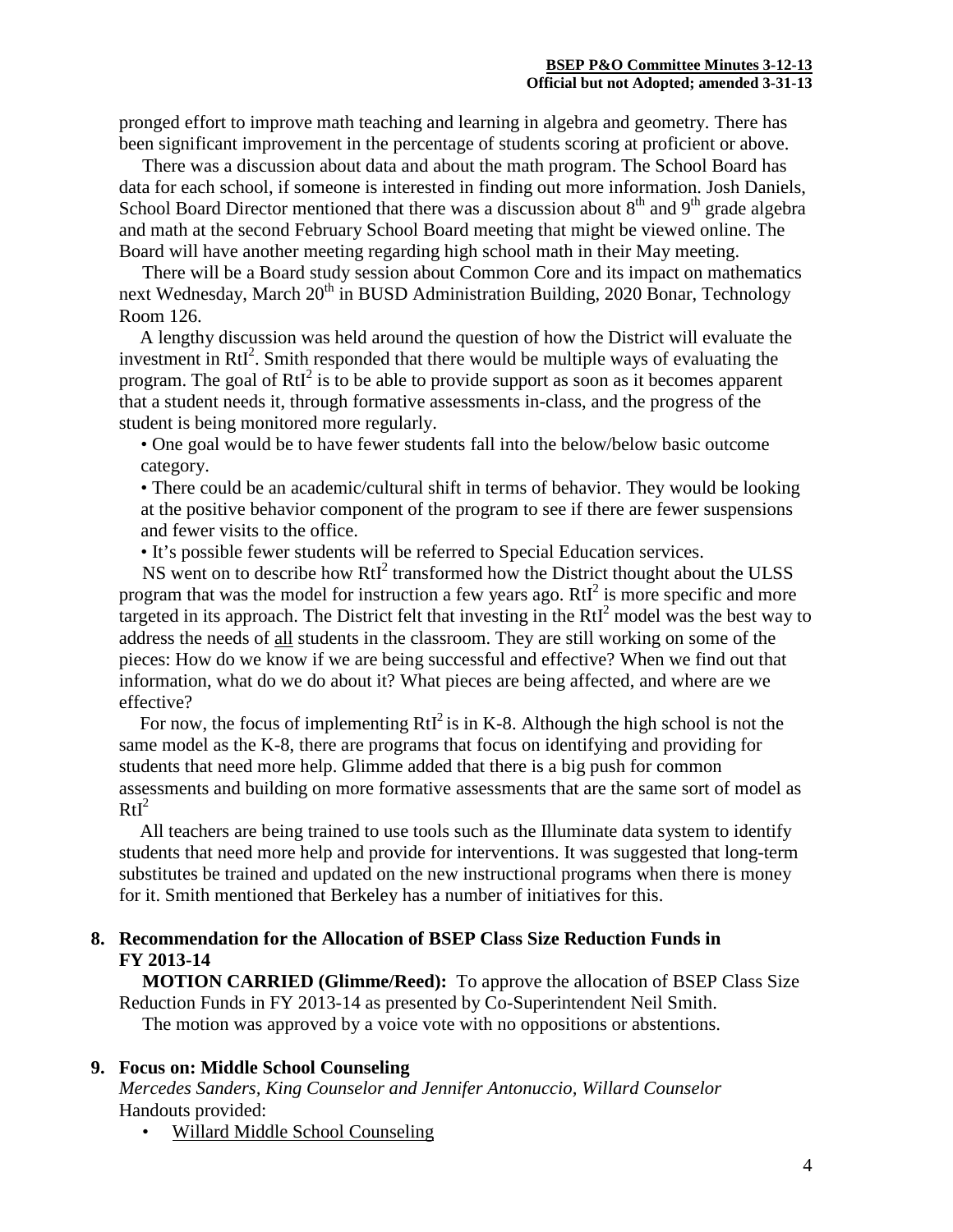pronged effort to improve math teaching and learning in algebra and geometry. There has been significant improvement in the percentage of students scoring at proficient or above.

There was a discussion about data and about the math program. The School Board has data for each school, if someone is interested in finding out more information. Josh Daniels, School Board Director mentioned that there was a discussion about 8th and 9th grade algebra and math at the second February School Board meeting that might be viewed online. The Board will have another meeting regarding high school math in their May meeting.

There will be a Board study session about Common Core and its impact on mathematics next Wednesday, March 20th in BUSD Administration Building, 2020 Bonar, Technology Room 126.

A lengthy discussion was held around the question of how the District will evaluate the investment in $RtI^2$. Smith responded that there would be multiple ways of evaluating the program. The goal of $RtI^2$ is to be able to provide support as soon as it becomes apparent that a student needs it, through formative assessments in-class, and the progress of the student is being monitored more regularly.

- One goal would be to have fewer students fall into the below/below basic outcome category.
- There could be an academic/cultural shift in terms of behavior. They would be looking at the positive behavior component of the program to see if there are fewer suspensions and fewer visits to the office.
- It's possible fewer students will be referred to Special Education services.

NS went on to describe how $RtI^2$ transformed how the District thought about the ULSS program that was the model for instruction a few years ago. $RtI^2$ is more specific and more targeted in its approach. The District felt that investing in the $RtI^2$ model was the best way to address the needs of <u>all</u> students in the classroom. They are still working on some of the pieces: How do we know if we are being successful and effective? When we find out that information, what do we do about it? What pieces are being affected, and where are we effective?

For now, the focus of implementing $RtI^2$ is in K-8. Although the high school is not the same model as the K-8, there are programs that focus on identifying and providing for students that need more help. Glimme added that there is a big push for common assessments and building on more formative assessments that are the same sort of model as $RtI^2$

All teachers are being trained to use tools such as the Illuminate data system to identify students that need more help and provide for interventions. It was suggested that long-term substitutes be trained and updated on the new instructional programs when there is money for it. Smith mentioned that Berkeley has a number of initiatives for this.

## 8. Recommendation for the Allocation of BSEP Class Size Reduction Funds in FY 2013-14

**MOTION CARRIED (Glimme/Reed):** To approve the allocation of BSEP Class Size Reduction Funds in FY 2013-14 as presented by Co-Superintendent Neil Smith.

The motion was approved by a voice vote with no oppositions or abstentions.

## 9. Focus on: Middle School Counseling

*Mercedes Sanders, King Counselor and Jennifer Antonuccio, Willard Counselor*

Handouts provided:

- <u>Willard Middle School Counseling</u>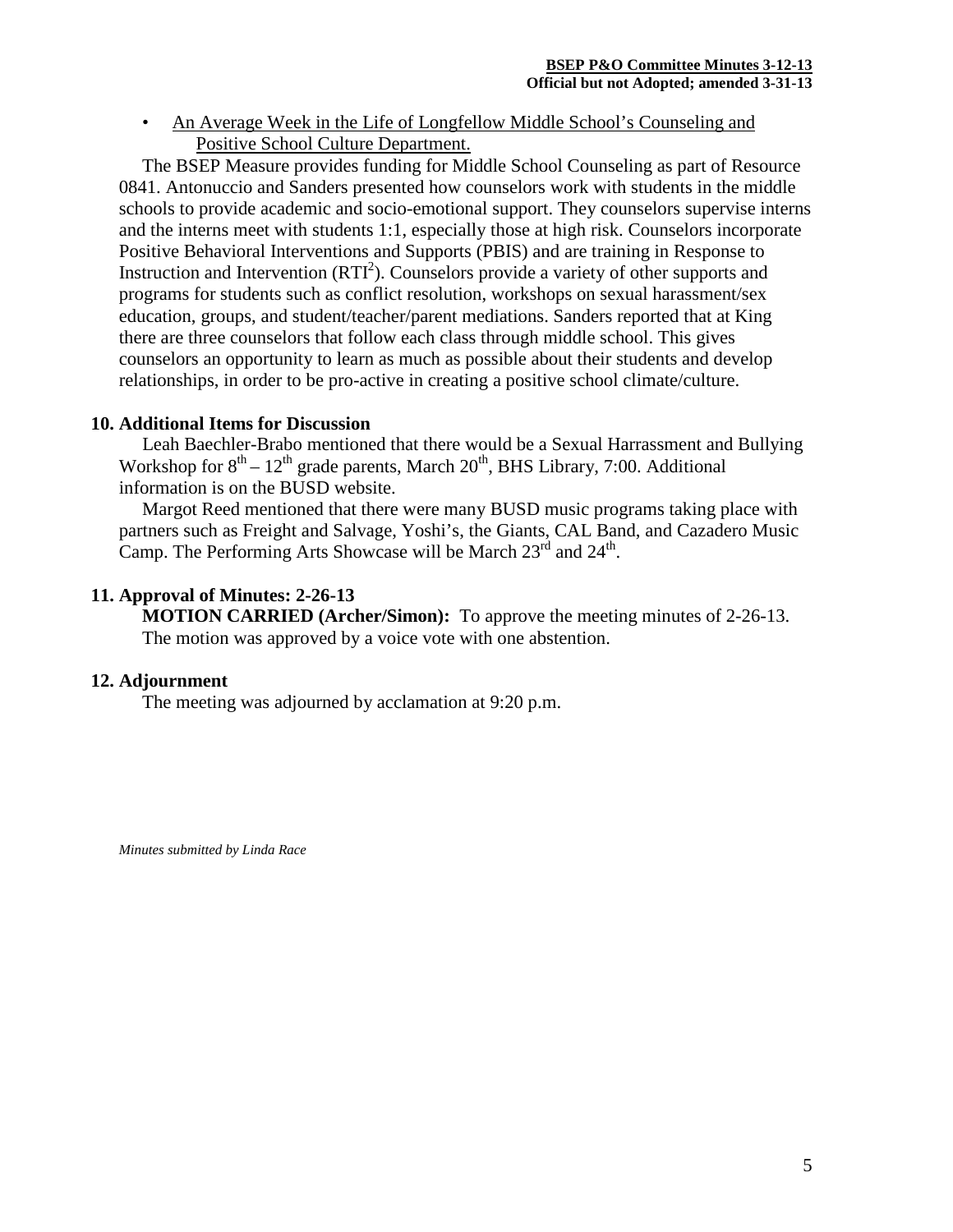- An Average Week in the Life of Longfellow Middle School's Counseling and Positive School Culture Department.

The BSEP Measure provides funding for Middle School Counseling as part of Resource 0841. Antonuccio and Sanders presented how counselors work with students in the middle schools to provide academic and socio-emotional support. They counselors supervise interns and the interns meet with students 1:1, especially those at high risk. Counselors incorporate Positive Behavioral Interventions and Supports (PBIS) and are training in Response to Instruction and Intervention ($RTI^2$). Counselors provide a variety of other supports and programs for students such as conflict resolution, workshops on sexual harassment/sex education, groups, and student/teacher/parent mediations. Sanders reported that at King there are three counselors that follow each class through middle school. This gives counselors an opportunity to learn as much as possible about their students and develop relationships, in order to be pro-active in creating a positive school climate/culture.

### 10. Additional Items for Discussion

Leah Baechler-Brabo mentioned that there would be a Sexual Harrassment and Bullying Workshop for 8th – 12th grade parents, March 20th, BHS Library, 7:00. Additional information is on the BUSD website.

Margot Reed mentioned that there were many BUSD music programs taking place with partners such as Freight and Salvage, Yoshi's, the Giants, CAL Band, and Cazadero Music Camp. The Performing Arts Showcase will be March 23rd and 24th.

### 11. Approval of Minutes: 2-26-13

**MOTION CARRIED (Archer/Simon):** To approve the meeting minutes of 2-26-13. The motion was approved by a voice vote with one abstention.

### 12. Adjournment

The meeting was adjourned by acclamation at 9:20 p.m.

*Minutes submitted by Linda Race*